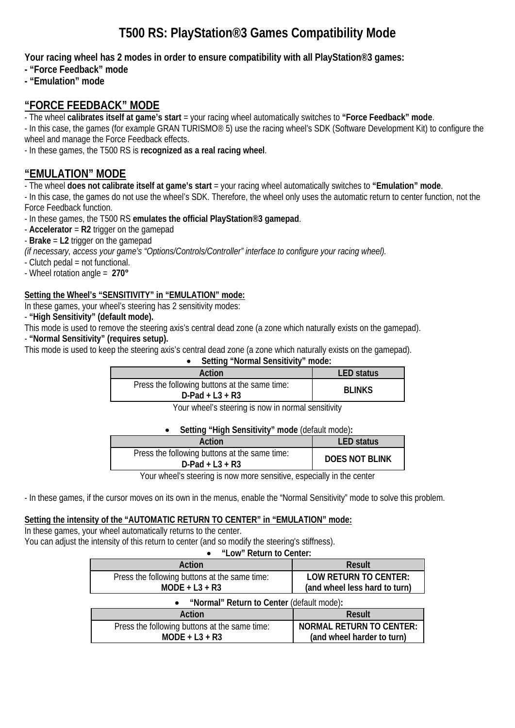# T500 RS: PlayStation®3 Games Compatibility Mode

**Your racing wheel has 2 modes in order to ensure compatibility with all PlayStation®3 games:**
**- “Force Feedback” mode**
**- “Emulation” mode**

## “FORCE FEEDBACK” MODE

- The wheel **calibrates itself at game’s start** = your racing wheel automatically switches to **“Force Feedback” mode**.
- In this case, the games (for example GRAN TURISMO® 5) use the racing wheel’s SDK (Software Development Kit) to configure the wheel and manage the Force Feedback effects.
- In these games, the T500 RS is **recognized as a real racing wheel**.

## “EMULATION” MODE

- The wheel **does not calibrate itself at game’s start** = your racing wheel automatically switches to **“Emulation” mode**.
- In this case, the games do not use the wheel’s SDK. Therefore, the wheel only uses the automatic return to center function, not the Force Feedback function.
- In these games, the T500 RS **emulates the official PlayStation®3 gamepad**.
- **Accelerator** = **R2** trigger on the gamepad
- **Brake** = **L2** trigger on the gamepad
*(if necessary, access your game’s “Options/Controls/Controller” interface to configure your racing wheel).*
- Clutch pedal = not functional.
- Wheel rotation angle = **270°**

**Setting the Wheel’s “SENSITIVITY” in “EMULATION” mode:**

In these games, your wheel’s steering has 2 sensitivity modes:
- **“High Sensitivity” (default mode).**
This mode is used to remove the steering axis’s central dead zone (a zone which naturally exists on the gamepad).
- **“Normal Sensitivity” (requires setup).**
This mode is used to keep the steering axis’s central dead zone (a zone which naturally exists on the gamepad).

- **Setting “Normal Sensitivity” mode:**

| Action | LED status |
|---|---|
| Press the following buttons at the same time: **D-Pad + L3 + R3** | **BLINKS** |

Your wheel’s steering is now in normal sensitivity

- **Setting “High Sensitivity” mode** (default mode)**:**

| Action | LED status |
|---|---|
| Press the following buttons at the same time: **D-Pad + L3 + R3** | **DOES NOT BLINK** |

Your wheel’s steering is now more sensitive, especially in the center

- In these games, if the cursor moves on its own in the menus, enable the “Normal Sensitivity” mode to solve this problem.

**Setting the intensity of the “AUTOMATIC RETURN TO CENTER” in “EMULATION” mode:**

In these games, your wheel automatically returns to the center.
You can adjust the intensity of this return to center (and so modify the steering's stiffness).

- **“Low” Return to Center:**

| Action | Result |
|---|---|
| Press the following buttons at the same time: **MODE + L3 + R3** | **LOW RETURN TO CENTER: (and wheel less hard to turn)** |

- **“Normal” Return to Center** (default mode)**:**

| Action | Result |
|---|---|
| Press the following buttons at the same time: **MODE + L3 + R3** | **NORMAL RETURN TO CENTER: (and wheel harder to turn)** |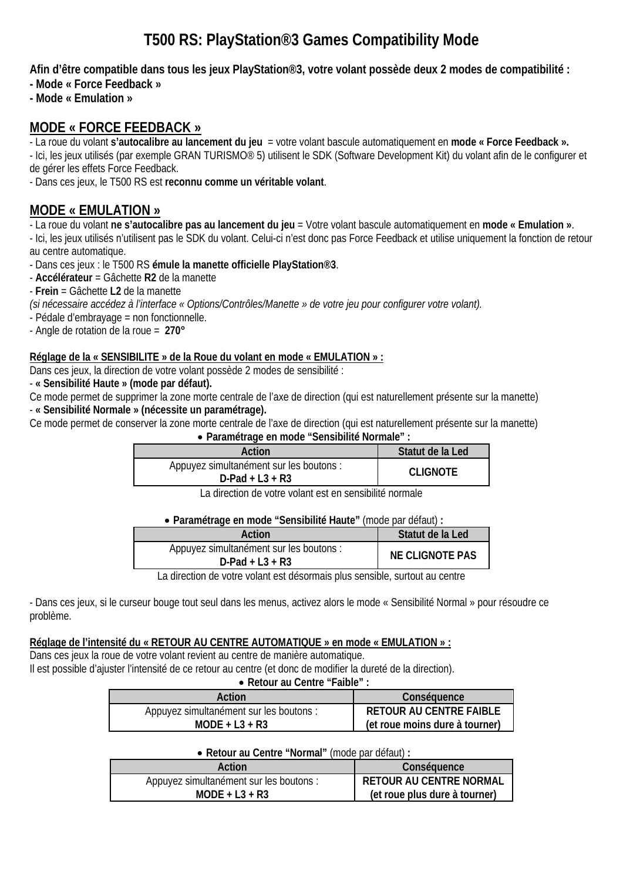# T500 RS: PlayStation®3 Games Compatibility Mode

**Afin d'être compatible dans tous les jeux PlayStation®3, votre volant possède deux 2 modes de compatibilité :**
**- Mode « Force Feedback »**
**- Mode « Emulation »**

## MODE « FORCE FEEDBACK »

- La roue du volant **s'autocalibre au lancement du jeu** = votre volant bascule automatiquement en **mode « Force Feedback ».**
- Ici, les jeux utilisés (par exemple GRAN TURISMO® 5) utilisent le SDK (Software Development Kit) du volant afin de le configurer et de gérer les effets Force Feedback.
- Dans ces jeux, le T500 RS est **reconnu comme un véritable volant**.

## MODE « EMULATION »

- La roue du volant **ne s'autocalibre pas au lancement du jeu** = Votre volant bascule automatiquement en **mode « Emulation »**.
- Ici, les jeux utilisés n'utilisent pas le SDK du volant. Celui-ci n'est donc pas Force Feedback et utilise uniquement la fonction de retour au centre automatique.
- Dans ces jeux : le T500 RS **émule la manette officielle PlayStation®3**.
- **Accélérateur** = Gâchette **R2** de la manette
- **Frein** = Gâchette **L2** de la manette
*(si nécessaire accédez à l'interface « Options/Contrôles/Manette » de votre jeu pour configurer votre volant).*
- Pédale d'embrayage = non fonctionnelle.
- Angle de rotation de la roue = **270°**

**Réglage de la « SENSIBILITE » de la Roue du volant en mode « EMULATION » :**
Dans ces jeux, la direction de votre volant possède 2 modes de sensibilité :
- **« Sensibilité Haute » (mode par défaut).**
Ce mode permet de supprimer la zone morte centrale de l'axe de direction (qui est naturellement présente sur la manette)
- **« Sensibilité Normale » (nécessite un paramétrage).**
Ce mode permet de conserver la zone morte centrale de l'axe de direction (qui est naturellement présente sur la manette)

- **Paramétrage en mode "Sensibilité Normale" :**

| Action | Statut de la Led |
|---|---|
| Appuyez simultanément sur les boutons : **D-Pad + L3 + R3** | **CLIGNOTE** |

La direction de votre volant est en sensibilité normale

- **Paramétrage en mode "Sensibilité Haute"** (mode par défaut) **:**

| Action | Statut de la Led |
|---|---|
| Appuyez simultanément sur les boutons : **D-Pad + L3 + R3** | **NE CLIGNOTE PAS** |

La direction de votre volant est désormais plus sensible, surtout au centre

- Dans ces jeux, si le curseur bouge tout seul dans les menus, activez alors le mode « Sensibilité Normal » pour résoudre ce problème.

**Réglage de l'intensité du « RETOUR AU CENTRE AUTOMATIQUE » en mode « EMULATION » :**
Dans ces jeux la roue de votre volant revient au centre de manière automatique.
Il est possible d'ajuster l'intensité de ce retour au centre (et donc de modifier la dureté de la direction).

- **Retour au Centre "Faible" :**

| Action | Conséquence |
|---|---|
| Appuyez simultanément sur les boutons : **MODE + L3 + R3** | **RETOUR AU CENTRE FAIBLE (et roue moins dure à tourner)** |

- **Retour au Centre "Normal"** (mode par défaut) **:**

| Action | Conséquence |
|---|---|
| Appuyez simultanément sur les boutons : **MODE + L3 + R3** | **RETOUR AU CENTRE NORMAL (et roue plus dure à tourner)** |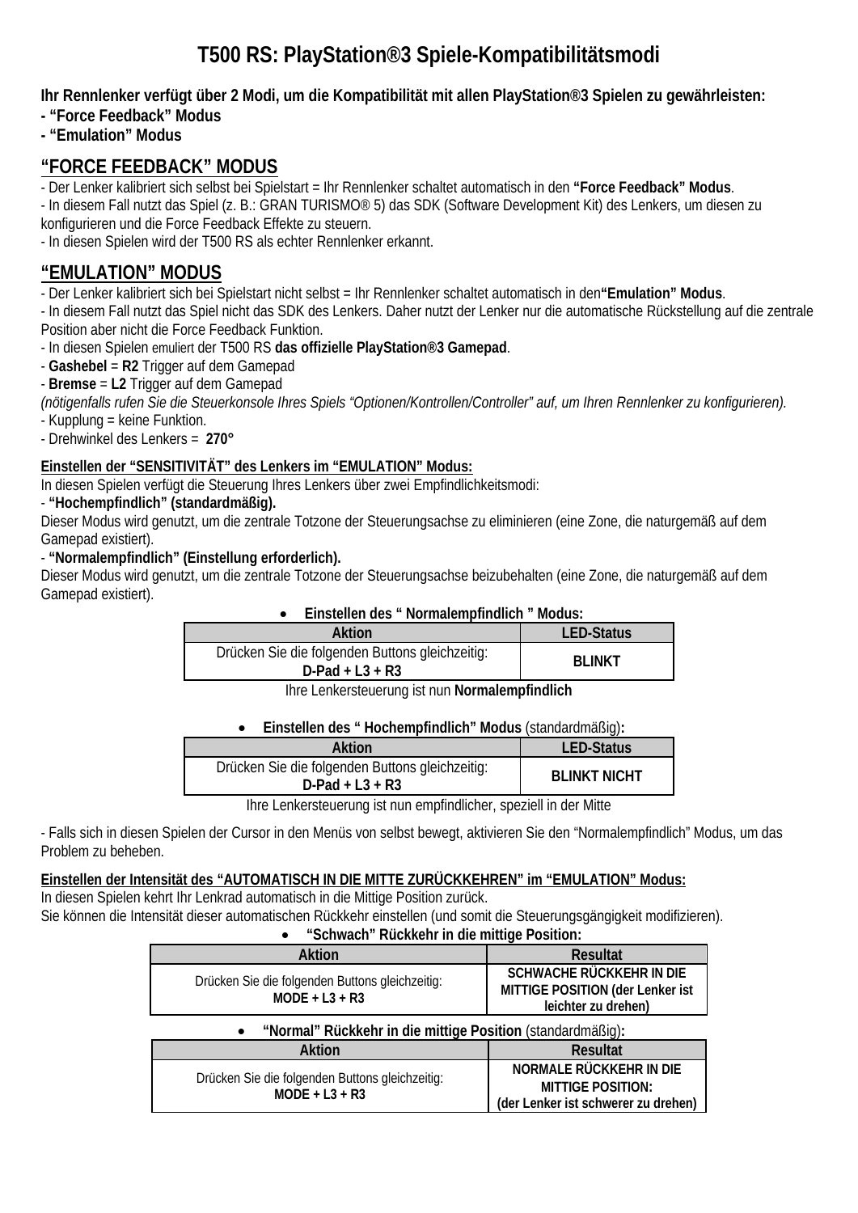# T500 RS: PlayStation®3 Spiele-Kompatibilitätsmodi

**Ihr Rennlenker verfügt über 2 Modi, um die Kompatibilität mit allen PlayStation®3 Spielen zu gewährleisten:**
**- "Force Feedback" Modus**
**- "Emulation" Modus**

## "FORCE FEEDBACK" MODUS

- Der Lenker kalibriert sich selbst bei Spielstart = Ihr Rennlenker schaltet automatisch in den **"Force Feedback" Modus**.
- In diesem Fall nutzt das Spiel (z. B.: GRAN TURISMO® 5) das SDK (Software Development Kit) des Lenkers, um diesen zu konfigurieren und die Force Feedback Effekte zu steuern.
- In diesen Spielen wird der T500 RS als echter Rennlenker erkannt.

## "EMULATION" MODUS

- Der Lenker kalibriert sich bei Spielstart nicht selbst = Ihr Rennlenker schaltet automatisch in den**"Emulation" Modus**.
- In diesem Fall nutzt das Spiel nicht das SDK des Lenkers. Daher nutzt der Lenker nur die automatische Rückstellung auf die zentrale Position aber nicht die Force Feedback Funktion.
- In diesen Spielen emuliert der T500 RS **das offizielle PlayStation®3 Gamepad**.
- **Gashebel** = **R2** Trigger auf dem Gamepad
- **Bremse** = **L2** Trigger auf dem Gamepad
*(nötigenfalls rufen Sie die Steuerkonsole Ihres Spiels "Optionen/Kontrollen/Controller" auf, um Ihren Rennlenker zu konfigurieren).*
- Kupplung = keine Funktion.
- Drehwinkel des Lenkers = **270°**

**Einstellen der "SENSITIVITÄT" des Lenkers im "EMULATION" Modus:**

In diesen Spielen verfügt die Steuerung Ihres Lenkers über zwei Empfindlichkeitsmodi:

- **"Hochempfindlich" (standardmäßig).**
Dieser Modus wird genutzt, um die zentrale Totzone der Steuerungsachse zu eliminieren (eine Zone, die naturgemäß auf dem Gamepad existiert).

- **"Normalempfindlich" (Einstellung erforderlich).**
Dieser Modus wird genutzt, um die zentrale Totzone der Steuerungsachse beizubehalten (eine Zone, die naturgemäß auf dem Gamepad existiert).

- **Einstellen des " Normalempfindlich " Modus:**

| Aktion | LED-Status |
|---|---|
| Drücken Sie die folgenden Buttons gleichzeitig: **D-Pad + L3 + R3** | **BLINKT** |

Ihre Lenkersteuerung ist nun **Normalempfindlich**

- **Einstellen des " Hochempfindlich" Modus** (standardmäßig)**:**

| Aktion | LED-Status |
|---|---|
| Drücken Sie die folgenden Buttons gleichzeitig: **D-Pad + L3 + R3** | **BLINKT NICHT** |

Ihre Lenkersteuerung ist nun empfindlicher, speziell in der Mitte

- Falls sich in diesen Spielen der Cursor in den Menüs von selbst bewegt, aktivieren Sie den "Normalempfindlich" Modus, um das Problem zu beheben.

**Einstellen der Intensität des "AUTOMATISCH IN DIE MITTE ZURÜCKKEHREN" im "EMULATION" Modus:**

In diesen Spielen kehrt Ihr Lenkrad automatisch in die Mittige Position zurück.
Sie können die Intensität dieser automatischen Rückkehr einstellen (und somit die Steuerungsgängigkeit modifizieren).

- **"Schwach" Rückkehr in die mittige Position:**

| Aktion | Resultat |
|---|---|
| Drücken Sie die folgenden Buttons gleichzeitig: **MODE + L3 + R3** | **SCHWACHE RÜCKKEHR IN DIE MITTIGE POSITION (der Lenker ist leichter zu drehen)** |

- **"Normal" Rückkehr in die mittige Position** (standardmäßig)**:**

| Aktion | Resultat |
|---|---|
| Drücken Sie die folgenden Buttons gleichzeitig: **MODE + L3 + R3** | **NORMALE RÜCKKEHR IN DIE MITTIGE POSITION: (der Lenker ist schwerer zu drehen)** |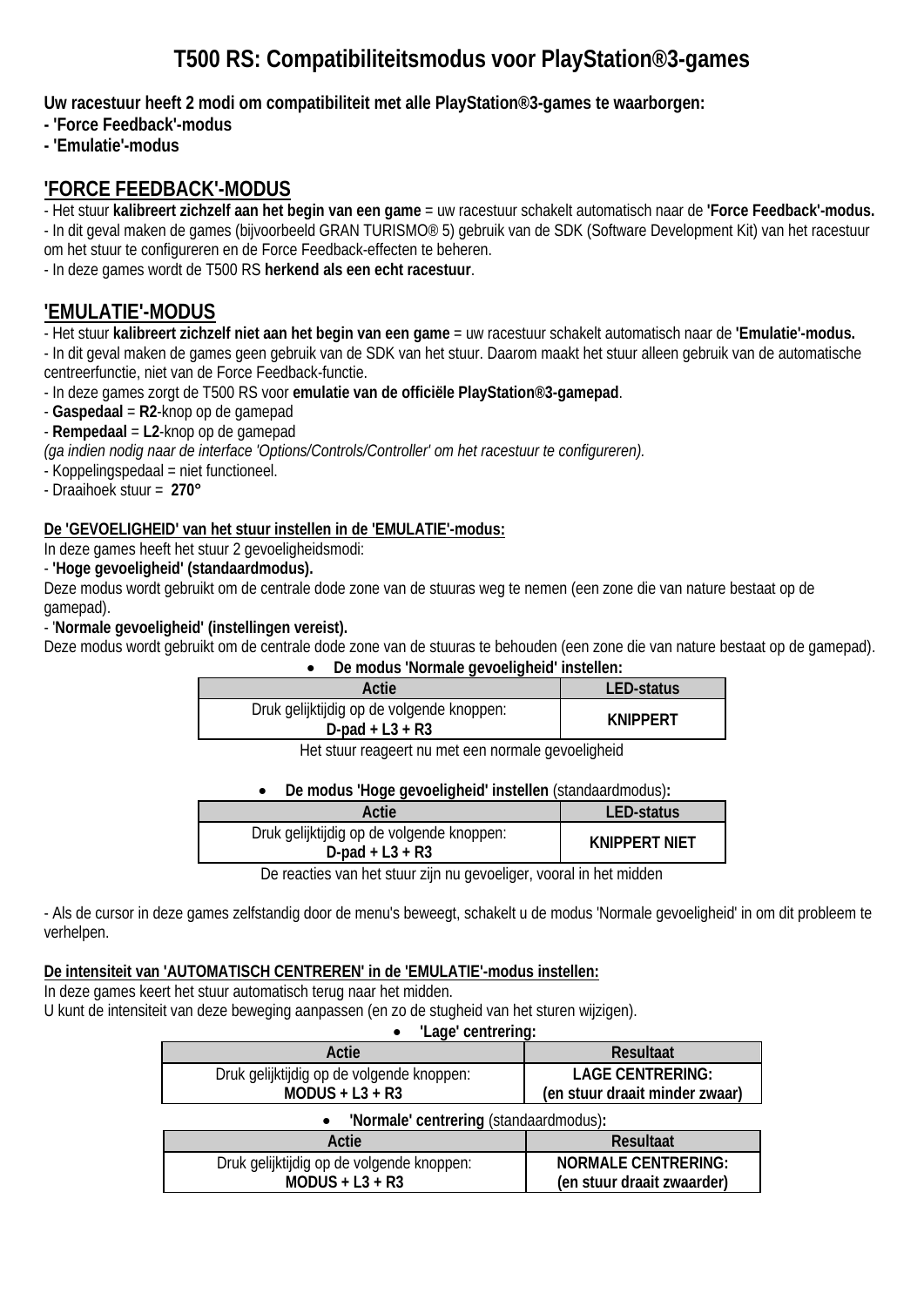# T500 RS: Compatibiliteitsmodus voor PlayStation®3-games

**Uw racestuur heeft 2 modi om compatibiliteit met alle PlayStation®3-games te waarborgen:**
**- 'Force Feedback'-modus**
**- 'Emulatie'-modus**

## 'FORCE FEEDBACK'-MODUS

- Het stuur **kalibreert zichzelf aan het begin van een game** = uw racestuur schakelt automatisch naar de **'Force Feedback'-modus.**
- In dit geval maken de games (bijvoorbeeld GRAN TURISMO® 5) gebruik van de SDK (Software Development Kit) van het racestuur om het stuur te configureren en de Force Feedback-effecten te beheren.
- In deze games wordt de T500 RS **herkend als een echt racestuur**.

## 'EMULATIE'-MODUS

- Het stuur **kalibreert zichzelf niet aan het begin van een game** = uw racestuur schakelt automatisch naar de **'Emulatie'-modus.**
- In dit geval maken de games geen gebruik van de SDK van het stuur. Daarom maakt het stuur alleen gebruik van de automatische centreerfunctie, niet van de Force Feedback-functie.
- In deze games zorgt de T500 RS voor **emulatie van de officiële PlayStation®3-gamepad**.
- **Gaspedaal** = **R2**-knop op de gamepad
- **Rempedaal** = **L2**-knop op de gamepad
*(ga indien nodig naar de interface 'Options/Controls/Controller' om het racestuur te configureren).*
- Koppelingspedaal = niet functioneel.
- Draaihoek stuur = **270°**

**De 'GEVOELIGHEID' van het stuur instellen in de 'EMULATIE'-modus:**

In deze games heeft het stuur 2 gevoeligheidsmodi:

- **'Hoge gevoeligheid' (standaardmodus).**
Deze modus wordt gebruikt om de centrale dode zone van de stuuras weg te nemen (een zone die van nature bestaat op de gamepad).
- '**Normale gevoeligheid' (instellingen vereist).**
Deze modus wordt gebruikt om de centrale dode zone van de stuuras te behouden (een zone die van nature bestaat op de gamepad).

- **De modus 'Normale gevoeligheid' instellen:**

| Actie | LED-status |
|---|---|
| Druk gelijktijdig op de volgende knoppen: **D-pad + L3 + R3** | **KNIPPERT** |

Het stuur reageert nu met een normale gevoeligheid

- **De modus 'Hoge gevoeligheid' instellen** (standaardmodus)**:**

| Actie | LED-status |
|---|---|
| Druk gelijktijdig op de volgende knoppen: **D-pad + L3 + R3** | **KNIPPERT NIET** |

De reacties van het stuur zijn nu gevoeliger, vooral in het midden

- Als de cursor in deze games zelfstandig door de menu's beweegt, schakelt u de modus 'Normale gevoeligheid' in om dit probleem te verhelpen.

**De intensiteit van 'AUTOMATISCH CENTREREN' in de 'EMULATIE'-modus instellen:**

In deze games keert het stuur automatisch terug naar het midden.
U kunt de intensiteit van deze beweging aanpassen (en zo de stugheid van het sturen wijzigen).

- **'Lage' centrering:**

| Actie | Resultaat |
|---|---|
| Druk gelijktijdig op de volgende knoppen: **MODUS + L3 + R3** | **LAGE CENTRERING: (en stuur draait minder zwaar)** |

- **'Normale' centrering** (standaardmodus)**:**

| Actie | Resultaat |
|---|---|
| Druk gelijktijdig op de volgende knoppen: **MODUS + L3 + R3** | **NORMALE CENTRERING: (en stuur draait zwaarder)** |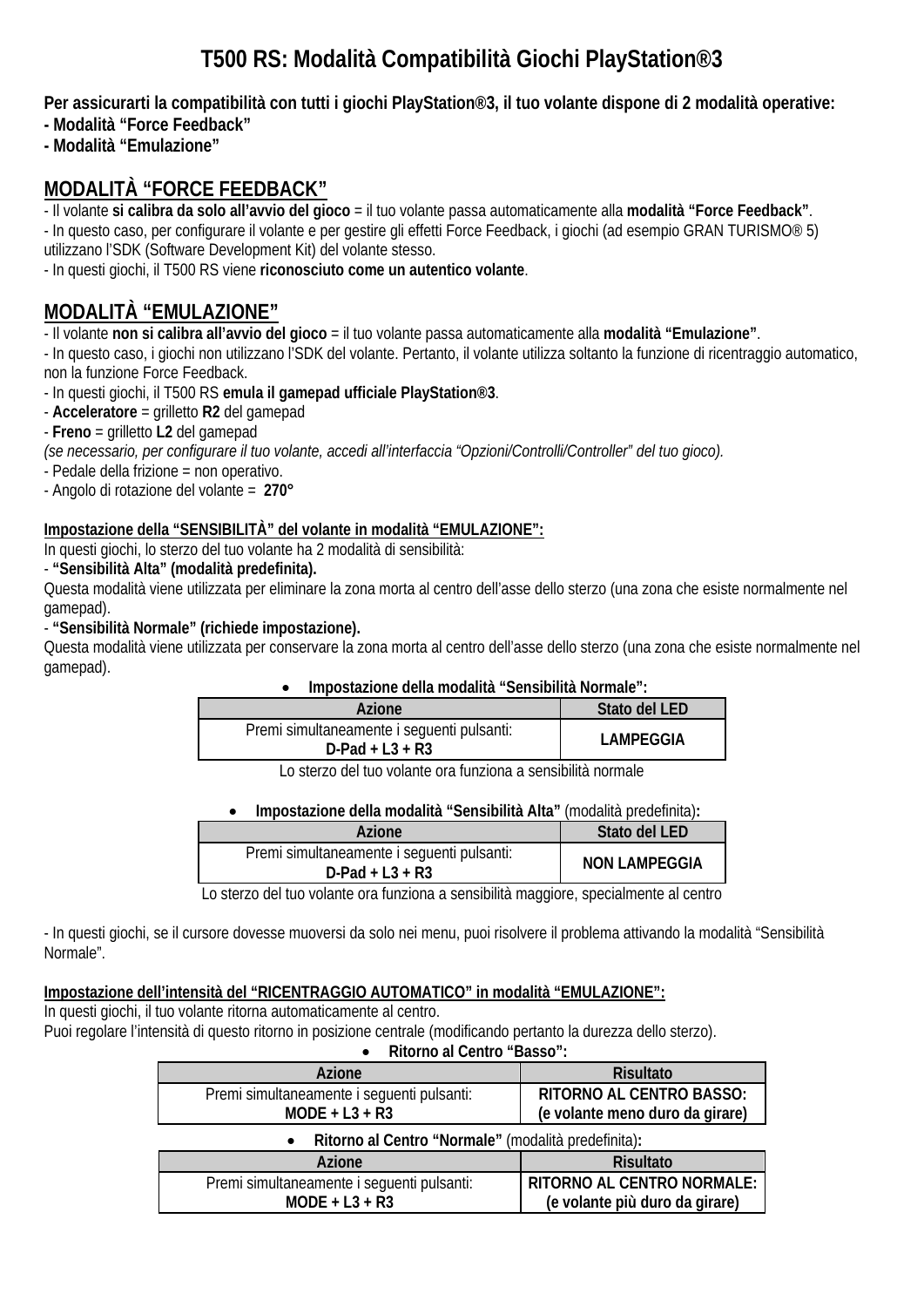# T500 RS: Modalità Compatibilità Giochi PlayStation®3

**Per assicurarti la compatibilità con tutti i giochi PlayStation®3, il tuo volante dispone di 2 modalità operative:**
**- Modalità "Force Feedback"**
**- Modalità "Emulazione"**

## MODALITÀ "FORCE FEEDBACK"

- Il volante **si calibra da solo all'avvio del gioco** = il tuo volante passa automaticamente alla **modalità "Force Feedback"**.
- In questo caso, per configurare il volante e per gestire gli effetti Force Feedback, i giochi (ad esempio GRAN TURISMO® 5) utilizzano l'SDK (Software Development Kit) del volante stesso.
- In questi giochi, il T500 RS viene **riconosciuto come un autentico volante**.

## MODALITÀ "EMULAZIONE"

- Il volante **non si calibra all'avvio del gioco** = il tuo volante passa automaticamente alla **modalità "Emulazione"**.
- In questo caso, i giochi non utilizzano l'SDK del volante. Pertanto, il volante utilizza soltanto la funzione di ricentraggio automatico, non la funzione Force Feedback.
- In questi giochi, il T500 RS **emula il gamepad ufficiale PlayStation®3**.
- **Acceleratore** = grilletto **R2** del gamepad
- **Freno** = grilletto **L2** del gamepad
*(se necessario, per configurare il tuo volante, accedi all'interfaccia "Opzioni/Controlli/Controller" del tuo gioco).*
- Pedale della frizione = non operativo.
- Angolo di rotazione del volante = **270°**

**Impostazione della "SENSIBILITÀ" del volante in modalità "EMULAZIONE":**

In questi giochi, lo sterzo del tuo volante ha 2 modalità di sensibilità:

- **"Sensibilità Alta" (modalità predefinita).**
Questa modalità viene utilizzata per eliminare la zona morta al centro dell'asse dello sterzo (una zona che esiste normalmente nel gamepad).
- **"Sensibilità Normale" (richiede impostazione).**
Questa modalità viene utilizzata per conservare la zona morta al centro dell'asse dello sterzo (una zona che esiste normalmente nel gamepad).

- **Impostazione della modalità "Sensibilità Normale":**

| Azione | Stato del LED |
|---|---|
| Premi simultaneamente i seguenti pulsanti: **D-Pad + L3 + R3** | **LAMPEGGIA** |

Lo sterzo del tuo volante ora funziona a sensibilità normale

- **Impostazione della modalità "Sensibilità Alta"** (modalità predefinita)**:**

| Azione | Stato del LED |
|---|---|
| Premi simultaneamente i seguenti pulsanti: **D-Pad + L3 + R3** | **NON LAMPEGGIA** |

Lo sterzo del tuo volante ora funziona a sensibilità maggiore, specialmente al centro

- In questi giochi, se il cursore dovesse muoversi da solo nei menu, puoi risolvere il problema attivando la modalità "Sensibilità Normale".

**Impostazione dell'intensità del "RICENTRAGGIO AUTOMATICO" in modalità "EMULAZIONE":**

In questi giochi, il tuo volante ritorna automaticamente al centro.
Puoi regolare l'intensità di questo ritorno in posizione centrale (modificando pertanto la durezza dello sterzo).

- **Ritorno al Centro "Basso":**

| Azione | Risultato |
|---|---|
| Premi simultaneamente i seguenti pulsanti: **MODE + L3 + R3** | **RITORNO AL CENTRO BASSO: (e volante meno duro da girare)** |

- **Ritorno al Centro "Normale"** (modalità predefinita)**:**

| Azione | Risultato |
|---|---|
| Premi simultaneamente i seguenti pulsanti: **MODE + L3 + R3** | **RITORNO AL CENTRO NORMALE: (e volante più duro da girare)** |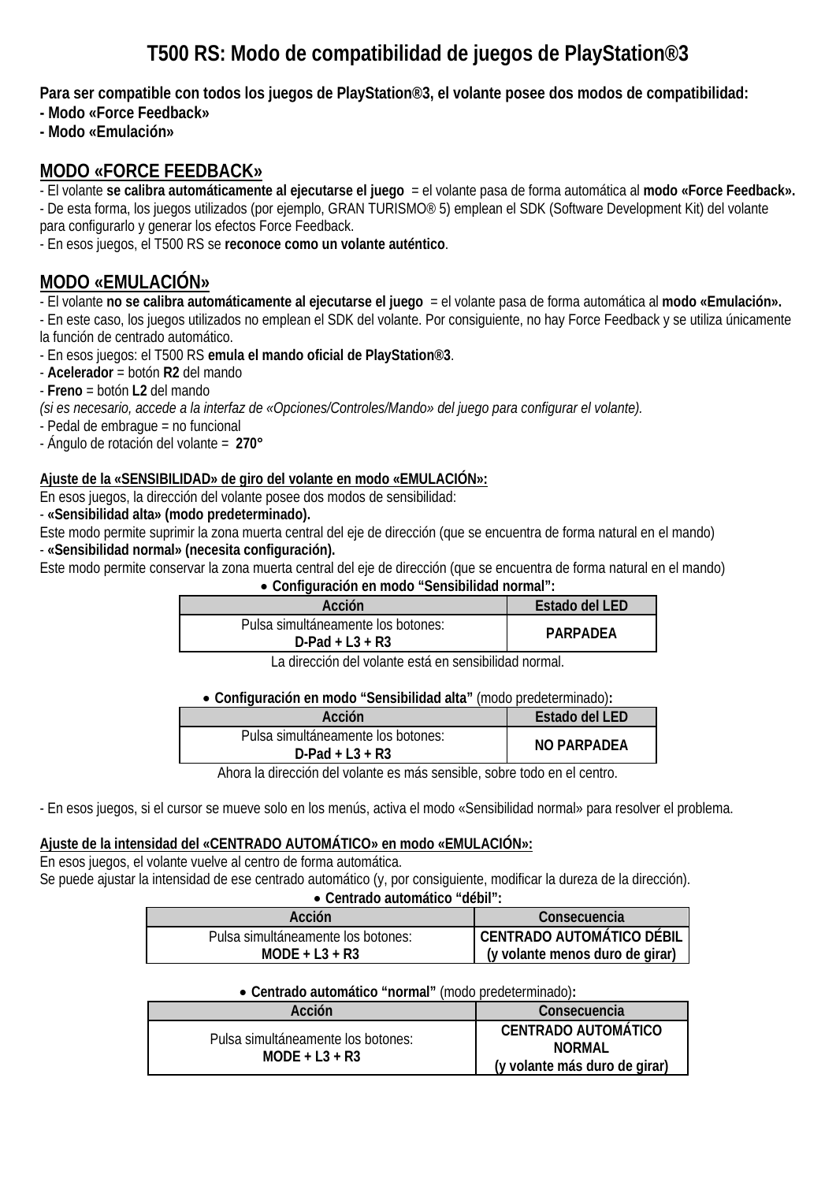# T500 RS: Modo de compatibilidad de juegos de PlayStation®3

**Para ser compatible con todos los juegos de PlayStation®3, el volante posee dos modos de compatibilidad:**
**- Modo «Force Feedback»**
**- Modo «Emulación»**

## MODO «FORCE FEEDBACK»

- El volante **se calibra automáticamente al ejecutarse el juego** = el volante pasa de forma automática al **modo «Force Feedback».**
- De esta forma, los juegos utilizados (por ejemplo, GRAN TURISMO® 5) emplean el SDK (Software Development Kit) del volante para configurarlo y generar los efectos Force Feedback.
- En esos juegos, el T500 RS se **reconoce como un volante auténtico**.

## MODO «EMULACIÓN»

- El volante **no se calibra automáticamente al ejecutarse el juego** = el volante pasa de forma automática al **modo «Emulación».**
- En este caso, los juegos utilizados no emplean el SDK del volante. Por consiguiente, no hay Force Feedback y se utiliza únicamente la función de centrado automático.
- En esos juegos: el T500 RS **emula el mando oficial de PlayStation®3**.
- **Acelerador** = botón **R2** del mando
- **Freno** = botón **L2** del mando
*(si es necesario, accede a la interfaz de «Opciones/Controles/Mando» del juego para configurar el volante).*
- Pedal de embrague = no funcional
- Ángulo de rotación del volante = **270°**

**Ajuste de la «SENSIBILIDAD» de giro del volante en modo «EMULACIÓN»:**

En esos juegos, la dirección del volante posee dos modos de sensibilidad:
- **«Sensibilidad alta» (modo predeterminado).**
Este modo permite suprimir la zona muerta central del eje de dirección (que se encuentra de forma natural en el mando)
- **«Sensibilidad normal» (necesita configuración).**
Este modo permite conservar la zona muerta central del eje de dirección (que se encuentra de forma natural en el mando)

- **Configuración en modo "Sensibilidad normal":**

| Acción | Estado del LED |
|---|---|
| Pulsa simultáneamente los botones: **D-Pad + L3 + R3** | **PARPADEA** |

La dirección del volante está en sensibilidad normal.

- **Configuración en modo "Sensibilidad alta"** (modo predeterminado)**:**

| Acción | Estado del LED |
|---|---|
| Pulsa simultáneamente los botones: **D-Pad + L3 + R3** | **NO PARPADEA** |

Ahora la dirección del volante es más sensible, sobre todo en el centro.

- En esos juegos, si el cursor se mueve solo en los menús, activa el modo «Sensibilidad normal» para resolver el problema.

**Ajuste de la intensidad del «CENTRADO AUTOMÁTICO» en modo «EMULACIÓN»:**

En esos juegos, el volante vuelve al centro de forma automática.
Se puede ajustar la intensidad de ese centrado automático (y, por consiguiente, modificar la dureza de la dirección).

- **Centrado automático "débil":**

| Acción | Consecuencia |
|---|---|
| Pulsa simultáneamente los botones: **MODE + L3 + R3** | **CENTRADO AUTOMÁTICO DÉBIL (y volante menos duro de girar)** |

- **Centrado automático "normal"** (modo predeterminado)**:**

| Acción | Consecuencia |
|---|---|
| Pulsa simultáneamente los botones: **MODE + L3 + R3** | **CENTRADO AUTOMÁTICO NORMAL (y volante más duro de girar)** |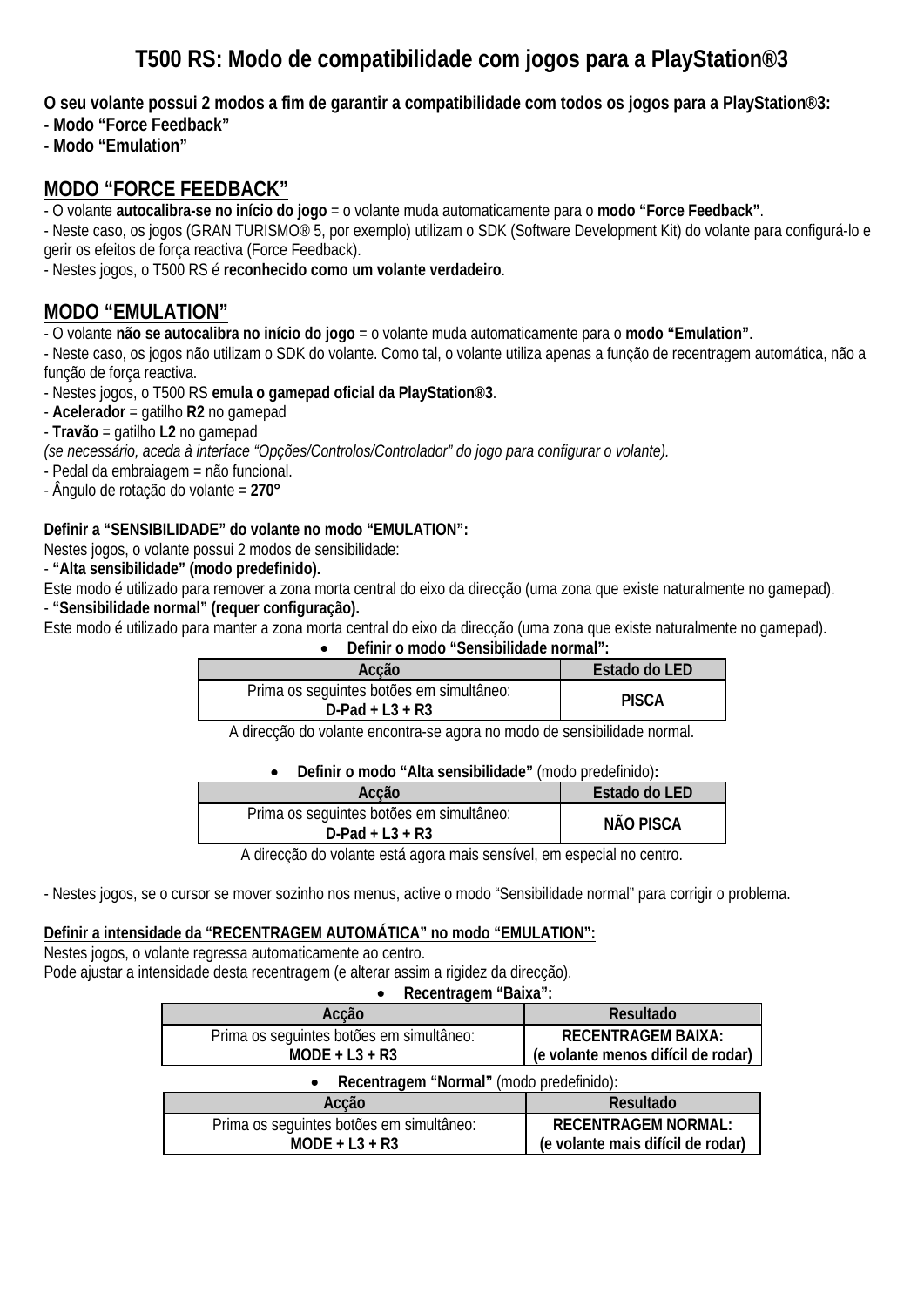# T500 RS: Modo de compatibilidade com jogos para a PlayStation®3

**O seu volante possui 2 modos a fim de garantir a compatibilidade com todos os jogos para a PlayStation®3:**
**- Modo "Force Feedback"**
**- Modo "Emulation"**

## MODO "FORCE FEEDBACK"

- O volante **autocalibra-se no início do jogo** = o volante muda automaticamente para o **modo "Force Feedback"**.
- Neste caso, os jogos (GRAN TURISMO® 5, por exemplo) utilizam o SDK (Software Development Kit) do volante para configurá-lo e gerir os efeitos de força reactiva (Force Feedback).
- Nestes jogos, o T500 RS é **reconhecido como um volante verdadeiro**.

## MODO "EMULATION"

- O volante **não se autocalibra no início do jogo** = o volante muda automaticamente para o **modo "Emulation"**.
- Neste caso, os jogos não utilizam o SDK do volante. Como tal, o volante utiliza apenas a função de recentragem automática, não a função de força reactiva.
- Nestes jogos, o T500 RS **emula o gamepad oficial da PlayStation®3**.
- **Acelerador** = gatilho **R2** no gamepad
- **Travão** = gatilho **L2** no gamepad
*(se necessário, aceda à interface "Opções/Controlos/Controlador" do jogo para configurar o volante).*
- Pedal da embraiagem = não funcional.
- Ângulo de rotação do volante = **270°**

### Definir a "SENSIBILIDADE" do volante no modo "EMULATION":

Nestes jogos, o volante possui 2 modos de sensibilidade:
- **"Alta sensibilidade" (modo predefinido).**
Este modo é utilizado para remover a zona morta central do eixo da direcção (uma zona que existe naturalmente no gamepad).
- **"Sensibilidade normal" (requer configuração).**
Este modo é utilizado para manter a zona morta central do eixo da direcção (uma zona que existe naturalmente no gamepad).

- **Definir o modo "Sensibilidade normal":**

| Acção | Estado do LED |
|---|---|
| Prima os seguintes botões em simultâneo: **D-Pad + L3 + R3** | **PISCA** |

A direcção do volante encontra-se agora no modo de sensibilidade normal.

- **Definir o modo "Alta sensibilidade"** (modo predefinido)**:**

| Acção | Estado do LED |
|---|---|
| Prima os seguintes botões em simultâneo: **D-Pad + L3 + R3** | **NÃO PISCA** |

A direcção do volante está agora mais sensível, em especial no centro.

- Nestes jogos, se o cursor se mover sozinho nos menus, active o modo "Sensibilidade normal" para corrigir o problema.

### Definir a intensidade da "RECENTRAGEM AUTOMÁTICA" no modo "EMULATION":

Nestes jogos, o volante regressa automaticamente ao centro.
Pode ajustar a intensidade desta recentragem (e alterar assim a rigidez da direcção).

- **Recentragem "Baixa":**

| Acção | Resultado |
|---|---|
| Prima os seguintes botões em simultâneo: **MODE + L3 + R3** | **RECENTRAGEM BAIXA: (e volante menos difícil de rodar)** |

- **Recentragem "Normal"** (modo predefinido)**:**

| Acção | Resultado |
|---|---|
| Prima os seguintes botões em simultâneo: **MODE + L3 + R3** | **RECENTRAGEM NORMAL: (e volante mais difícil de rodar)** |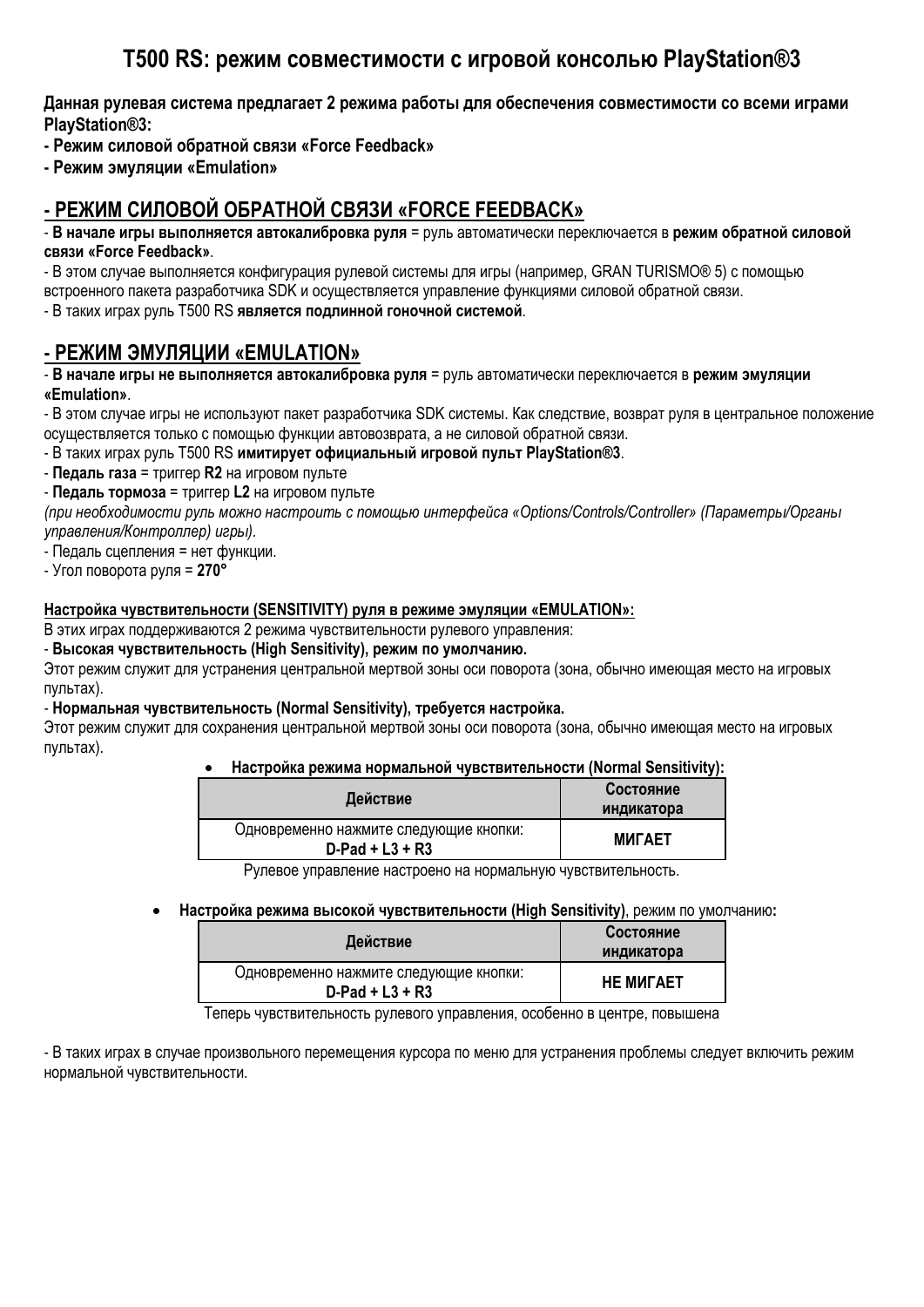# T500 RS: режим совместимости с игровой консолью PlayStation®3

**Данная рулевая система предлагает 2 режима работы для обеспечения совместимости со всеми играми PlayStation®3:**

**- Режим силовой обратной связи «Force Feedback»**

**- Режим эмуляции «Emulation»**

## - РЕЖИМ СИЛОВОЙ ОБРАТНОЙ СВЯЗИ «FORCE FEEDBACK»

- **В начале игры выполняется автокалибровка руля** = руль автоматически переключается в **режим обратной силовой связи «Force Feedback»**.
- В этом случае выполняется конфигурация рулевой системы для игры (например, GRAN TURISMO® 5) с помощью встроенного пакета разработчика SDK и осуществляется управление функциями силовой обратной связи.
- В таких играх руль T500 RS **является подлинной гоночной системой**.

## - РЕЖИМ ЭМУЛЯЦИИ «EMULATION»

- **В начале игры не выполняется автокалибровка руля** = руль автоматически переключается в **режим эмуляции «Emulation»**.
- В этом случае игры не используют пакет разработчика SDK системы. Как следствие, возврат руля в центральное положение осуществляется только с помощью функции автовозврата, а не силовой обратной связи.
- В таких играх руль T500 RS **имитирует официальный игровой пульт PlayStation®3**.
- **Педаль газа** = триггер **R2** на игровом пульте
- **Педаль тормоза** = триггер **L2** на игровом пульте

*(при необходимости руль можно настроить с помощью интерфейса «Options/Controls/Controller» (Параметры/Органы управления/Контроллер) игры).*

- Педаль сцепления = нет функции.
- Угол поворота руля = **270°**

**Настройка чувствительности (SENSITIVITY) руля в режиме эмуляции «EMULATION»:**

В этих играх поддерживаются 2 режима чувствительности рулевого управления:

- **Высокая чувствительность (High Sensitivity), режим по умолчанию.**

Этот режим служит для устранения центральной мертвой зоны оси поворота (зона, обычно имеющая место на игровых пультах).

- **Нормальная чувствительность (Normal Sensitivity), требуется настройка.**

Этот режим служит для сохранения центральной мертвой зоны оси поворота (зона, обычно имеющая место на игровых пультах).

- **Настройка режима нормальной чувствительности (Normal Sensitivity):**

| Действие | Состояние индикатора |
|---|---|
| Одновременно нажмите следующие кнопки: **D-Pad + L3 + R3** | **МИГАЕТ** |

Рулевое управление настроено на нормальную чувствительность.

- **Настройка режима высокой чувствительности (High Sensitivity)**, режим по умолчанию**:**

| Действие | Состояние индикатора |
|---|---|
| Одновременно нажмите следующие кнопки: **D-Pad + L3 + R3** | **НЕ МИГАЕТ** |

Теперь чувствительность рулевого управления, особенно в центре, повышена

- В таких играх в случае произвольного перемещения курсора по меню для устранения проблемы следует включить режим нормальной чувствительности.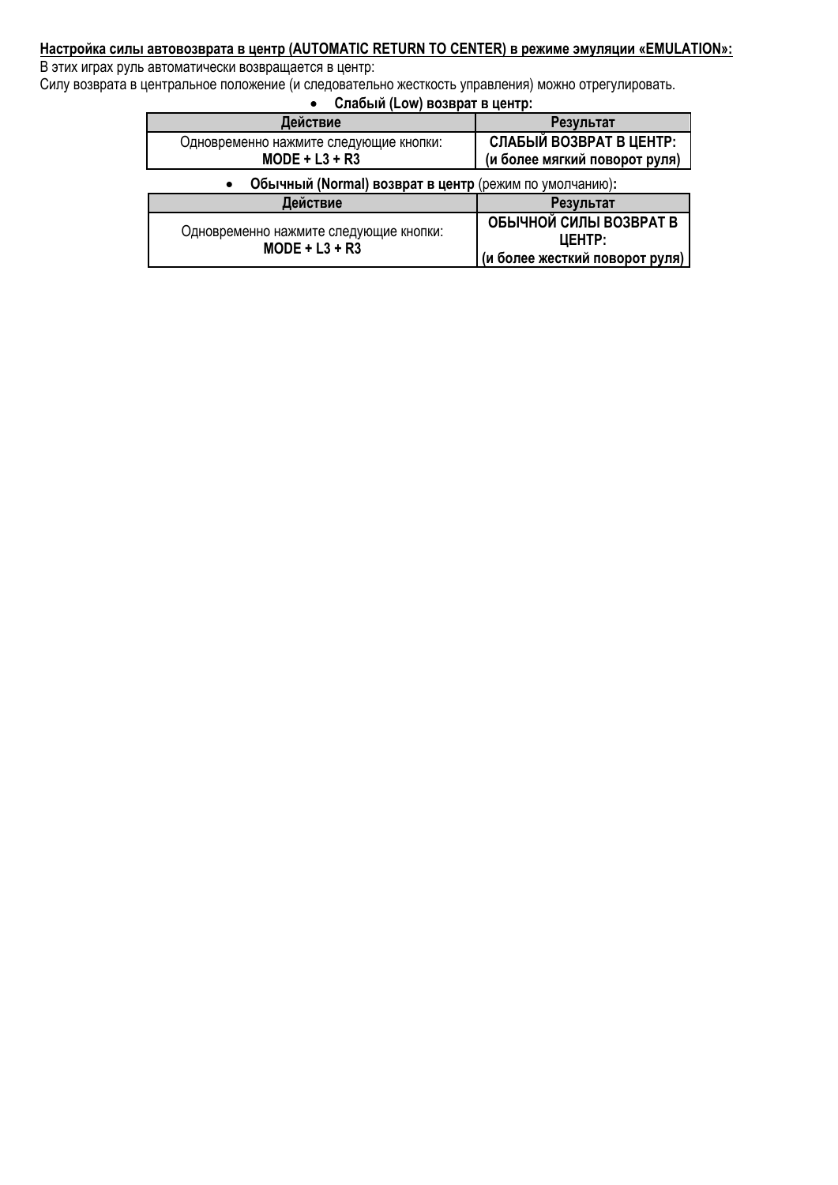**Настройка силы автовозврата в центр (AUTOMATIC RETURN TO CENTER) в режиме эмуляции «EMULATION»:**

В этих играх руль автоматически возвращается в центр:

Силу возврата в центральное положение (и следовательно жесткость управления) можно отрегулировать.

- **Слабый (Low) возврат в центр:**

| Действие | Результат |
|---|---|
| Одновременно нажмите следующие кнопки: **MODE + L3 + R3** | **СЛАБЫЙ ВОЗВРАТ В ЦЕНТР: (и более мягкий поворот руля)** |

- **Обычный (Normal) возврат в центр** (режим по умолчанию)**:**

| Действие | Результат |
|---|---|
| Одновременно нажмите следующие кнопки: **MODE + L3 + R3** | **ОБЫЧНОЙ СИЛЫ ВОЗВРАТ В ЦЕНТР: (и более жесткий поворот руля)** |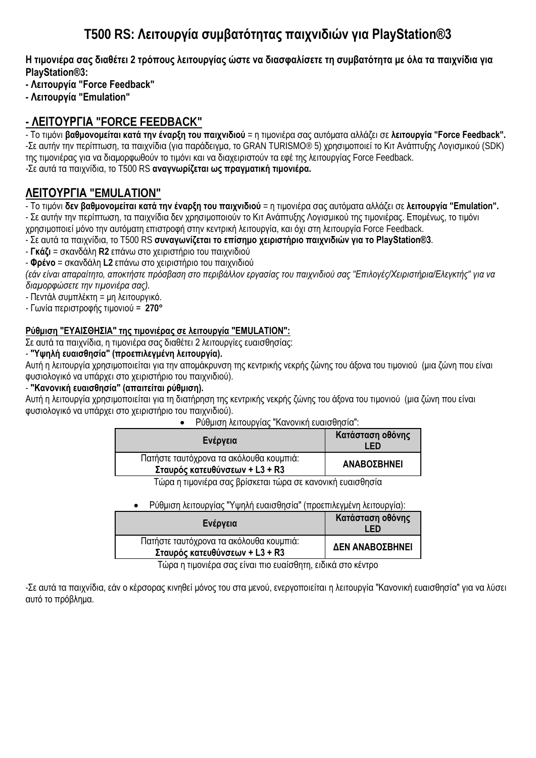# T500 RS: Λειτουργία συμβατότητας παιχνιδιών για PlayStation®3

**Η τιμονιέρα σας διαθέτει 2 τρόπους λειτουργίας ώστε να διασφαλίσετε τη συμβατότητα με όλα τα παιχνίδια για PlayStation®3:**
**- Λειτουργία "Force Feedback"**
**- Λειτουργία "Emulation"**

## - ΛΕΙΤΟΥΡΓΙΑ "FORCE FEEDBACK"

- Το τιμόνι **βαθμονομείται κατά την έναρξη του παιχνιδιού** = η τιμονιέρα σας αυτόματα αλλάζει σε **λειτουργία "Force Feedback".**
-Σε αυτήν την περίπτωση, τα παιχνίδια (για παράδειγμα, το GRAN TURISMO® 5) χρησιμοποιεί το Κιτ Ανάπτυξης Λογισμικού (SDK) της τιμονιέρας για να διαμορφωθούν το τιμόνι και να διαχειριστούν τα εφέ της λειτουργίας Force Feedback.
-Σε αυτά τα παιχνίδια, το T500 RS **αναγνωρίζεται ως πραγματική τιμονιέρα.**

## ΛΕΙΤΟΥΡΓΙΑ "EMULATION"

- Το τιμόνι **δεν βαθμονομείται κατά την έναρξη του παιχνιδιού** = η τιμονιέρα σας αυτόματα αλλάζει σε **λειτουργία "Emulation".**
- Σε αυτήν την περίπτωση, τα παιχνίδια δεν χρησιμοποιούν το Κιτ Ανάπτυξης Λογισμικού της τιμονιέρας. Επομένως, το τιμόνι χρησιμοποιεί μόνο την αυτόματη επιστροφή στην κεντρική λειτουργία, και όχι στη λειτουργία Force Feedback.
- Σε αυτά τα παιχνίδια, το T500 RS **συναγωνίζεται το επίσημο χειριστήριο παιχνιδιών για το PlayStation®3**.
- **Γκάζι** = σκανδάλη **R2** επάνω στο χειριστήριο του παιχνιδιού
- **Φρένο** = σκανδάλη **L2** επάνω στο χειριστήριο του παιχνιδιού
*(εάν είναι απαραίτητο, αποκτήστε πρόσβαση στο περιβάλλον εργασίας του παιχνιδιού σας "Επιλογές/Χειριστήρια/Ελεγκτής" για να διαμορφώσετε την τιμονιέρα σας).*
- Πεντάλ συμπλέκτη = μη λειτουργικό.
- Γωνία περιστροφής τιμονιού = **270°**

#### Ρύθμιση "ΕΥΑΙΣΘΗΣΙΑ" της τιμονιέρας σε λειτουργία "EMULATION":

Σε αυτά τα παιχνίδια, η τιμονιέρα σας διαθέτει 2 λειτουργίες ευαισθησίας:
- **"Υψηλή ευαισθησία" (προεπιλεγμένη λειτουργία).**
Αυτή η λειτουργία χρησιμοποιείται για την απομάκρυνση της κεντρικής νεκρής ζώνης του άξονα του τιμονιού (μια ζώνη που είναι φυσιολογικό να υπάρχει στο χειριστήριο του παιχνιδιού).
- **"Κανονική ευαισθησία" (απαιτείται ρύθμιση).**
Αυτή η λειτουργία χρησιμοποιείται για τη διατήρηση της κεντρικής νεκρής ζώνης του άξονα του τιμονιού (μια ζώνη που είναι φυσιολογικό να υπάρχει στο χειριστήριο του παιχνιδιού).

- Ρύθμιση λειτουργίας "Κανονική ευαισθησία":

| Ενέργεια | Κατάσταση οθόνης LED |
|---|---|
| Πατήστε ταυτόχρονα τα ακόλουθα κουμπιά: **Σταυρός κατευθύνσεων + L3 + R3** | **ΑΝΑΒΟΣΒΗΝΕΙ** |

Τώρα η τιμονιέρα σας βρίσκεται τώρα σε κανονική ευαισθησία

- Ρύθμιση λειτουργίας "Υψηλή ευαισθησία" (προεπιλεγμένη λειτουργία):

| Ενέργεια | Κατάσταση οθόνης LED |
|---|---|
| Πατήστε ταυτόχρονα τα ακόλουθα κουμπιά: **Σταυρός κατευθύνσεων + L3 + R3** | **ΔΕΝ ΑΝΑΒΟΣΒΗΝΕΙ** |

Τώρα η τιμονιέρα σας είναι πιο ευαίσθητη, ειδικά στο κέντρο

-Σε αυτά τα παιχνίδια, εάν ο κέρσορας κινηθεί μόνος του στα μενού, ενεργοποιείται η λειτουργία "Κανονική ευαισθησία" για να λύσει αυτό το πρόβλημα.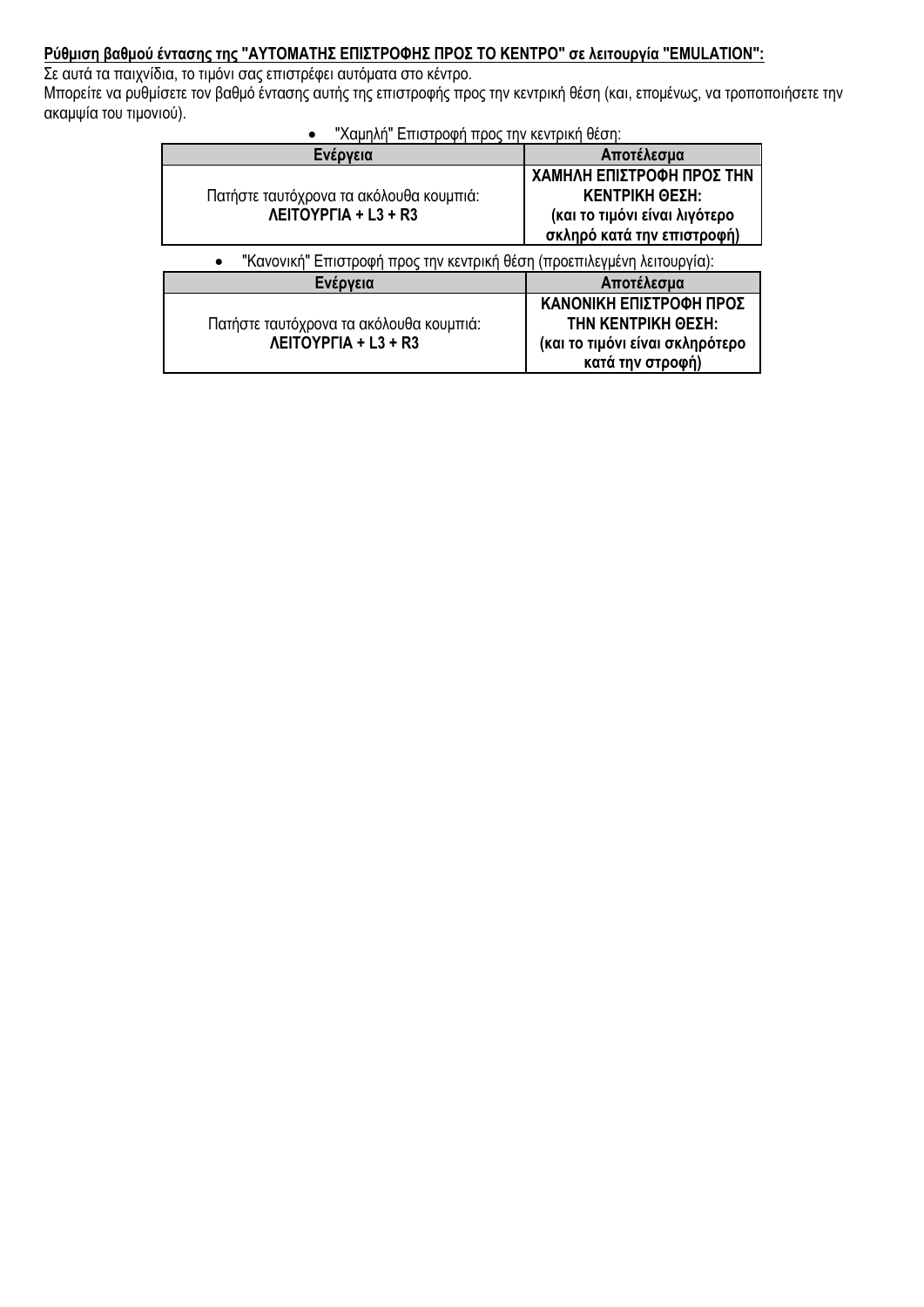**Ρύθμιση βαθμού έντασης της "ΑΥΤΟΜΑΤΗΣ ΕΠΙΣΤΡΟΦΗΣ ΠΡΟΣ ΤΟ ΚΕΝΤΡΟ" σε λειτουργία "EMULATION":**

Σε αυτά τα παιχνίδια, το τιμόνι σας επιστρέφει αυτόματα στο κέντρο.
Μπορείτε να ρυθμίσετε τον βαθμό έντασης αυτής της επιστροφής προς την κεντρική θέση (και, επομένως, να τροποποιήσετε την ακαμψία του τιμονιού).

- "Χαμηλή" Επιστροφή προς την κεντρική θέση:

| Ενέργεια | Αποτέλεσμα |
| --- | --- |
| Πατήστε ταυτόχρονα τα ακόλουθα κουμπιά:<br>**ΛΕΙΤΟΥΡΓΙΑ + L3 + R3** | **ΧΑΜΗΛΗ ΕΠΙΣΤΡΟΦΗ ΠΡΟΣ ΤΗΝ ΚΕΝΤΡΙΚΗ ΘΕΣΗ:**<br>**(και το τιμόνι είναι λιγότερο σκληρό κατά την επιστροφή)** |

- "Κανονική" Επιστροφή προς την κεντρική θέση (προεπιλεγμένη λειτουργία):

| Ενέργεια | Αποτέλεσμα |
| --- | --- |
| Πατήστε ταυτόχρονα τα ακόλουθα κουμπιά:<br>**ΛΕΙΤΟΥΡΓΙΑ + L3 + R3** | **ΚΑΝΟΝΙΚΗ ΕΠΙΣΤΡΟΦΗ ΠΡΟΣ ΤΗΝ ΚΕΝΤΡΙΚΗ ΘΕΣΗ:**<br>**(και το τιμόνι είναι σκληρότερο κατά την στροφή)** |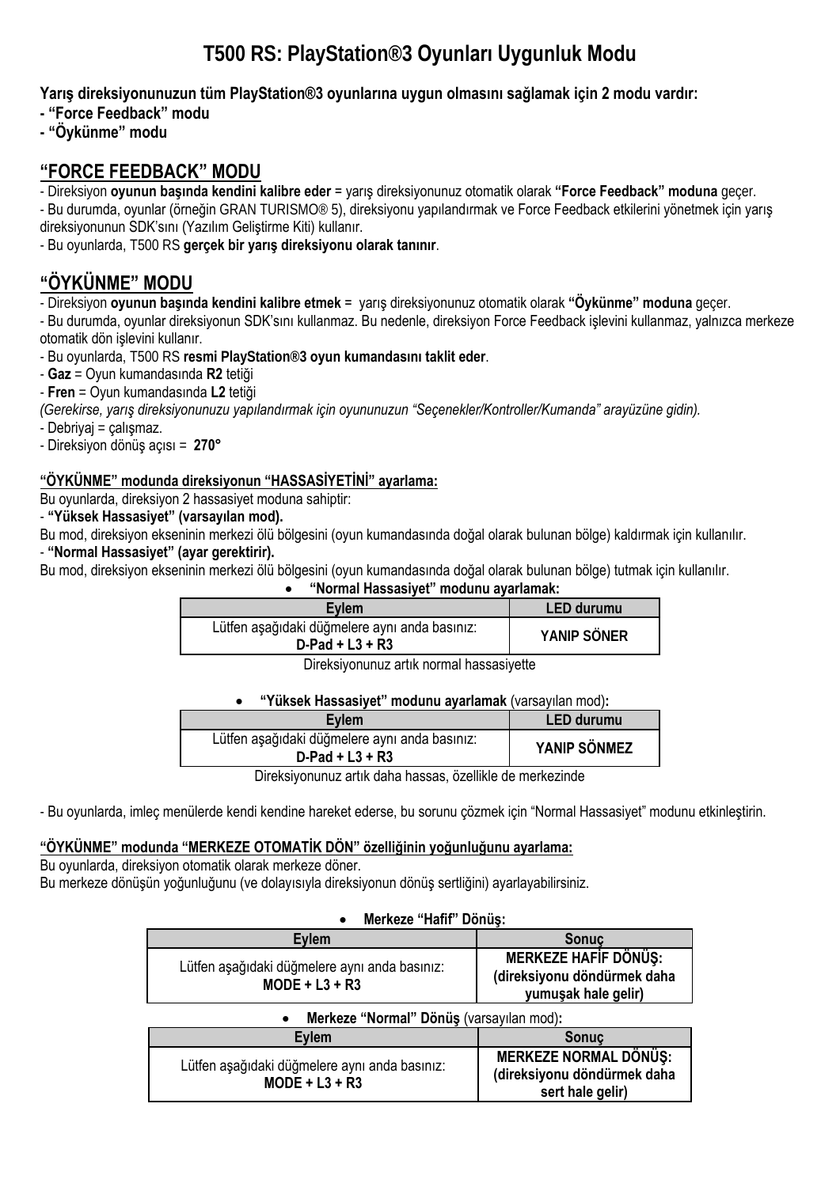# T500 RS: PlayStation®3 Oyunları Uygunluk Modu

**Yarış direksiyonunuzun tüm PlayStation®3 oyunlarına uygun olmasını sağlamak için 2 modu vardır:**
**- "Force Feedback" modu**
**- "Öykünme" modu**

## "FORCE FEEDBACK" MODU

- Direksiyon **oyunun başında kendini kalibre eder** = yarış direksiyonunuz otomatik olarak **"Force Feedback" moduna** geçer.
- Bu durumda, oyunlar (örneğin GRAN TURISMO® 5), direksiyonu yapılandırmak ve Force Feedback etkilerini yönetmek için yarış direksiyonunun SDK'sını (Yazılım Geliştirme Kiti) kullanır.
- Bu oyunlarda, T500 RS **gerçek bir yarış direksiyonu olarak tanınır**.

## "ÖYKÜNME" MODU

- Direksiyon **oyunun başında kendini kalibre etmek** = yarış direksiyonunuz otomatik olarak **"Öykünme" moduna** geçer.
- Bu durumda, oyunlar direksiyonun SDK'sını kullanmaz. Bu nedenle, direksiyon Force Feedback işlevini kullanmaz, yalnızca merkeze otomatik dön işlevini kullanır.
- Bu oyunlarda, T500 RS **resmi PlayStation®3 oyun kumandasını taklit eder**.
- **Gaz** = Oyun kumandasında **R2** tetiği
- **Fren** = Oyun kumandasında **L2** tetiği
*(Gerekirse, yarış direksiyonunuzu yapılandırmak için oyununuzun "Seçenekler/Kontroller/Kumanda" arayüzüne gidin).*
- Debriyaj = çalışmaz.
- Direksiyon dönüş açısı = **270°**

### "ÖYKÜNME" modunda direksiyonun "HASSASİYETİNİ" ayarlama:

Bu oyunlarda, direksiyon 2 hassasiyet moduna sahiptir:
- **"Yüksek Hassasiyet" (varsayılan mod).**
Bu mod, direksiyon ekseninin merkezi ölü bölgesini (oyun kumandasında doğal olarak bulunan bölge) kaldırmak için kullanılır.
- **"Normal Hassasiyet" (ayar gerektirir).**
Bu mod, direksiyon ekseninin merkezi ölü bölgesini (oyun kumandasında doğal olarak bulunan bölge) tutmak için kullanılır.

- **"Normal Hassasiyet" modunu ayarlamak:**

| Eylem | LED durumu |
|---|---|
| Lütfen aşağıdaki düğmelere aynı anda basınız: **D-Pad + L3 + R3** | **YANIP SÖNER** |

Direksiyonunuz artık normal hassasiyette

- **"Yüksek Hassasiyet" modunu ayarlamak** (varsayılan mod)**:**

| Eylem | LED durumu |
|---|---|
| Lütfen aşağıdaki düğmelere aynı anda basınız: **D-Pad + L3 + R3** | **YANIP SÖNMEZ** |

Direksiyonunuz artık daha hassas, özellikle de merkezinde

- Bu oyunlarda, imleç menülerde kendi kendine hareket ederse, bu sorunu çözmek için "Normal Hassasiyet" modunu etkinleştirin.

### "ÖYKÜNME" modunda "MERKEZE OTOMATİK DÖN" özelliğinin yoğunluğunu ayarlama:

Bu oyunlarda, direksiyon otomatik olarak merkeze döner.
Bu merkeze dönüşün yoğunluğunu (ve dolayısıyla direksiyonun dönüş sertliğini) ayarlayabilirsiniz.

- **Merkeze "Hafif" Dönüş:**

| Eylem | Sonuç |
|---|---|
| Lütfen aşağıdaki düğmelere aynı anda basınız: **MODE + L3 + R3** | **MERKEZE HAFİF DÖNÜŞ: (direksiyonu döndürmek daha yumuşak hale gelir)** |

- **Merkeze "Normal" Dönüş** (varsayılan mod)**:**

| Eylem | Sonuç |
|---|---|
| Lütfen aşağıdaki düğmelere aynı anda basınız: **MODE + L3 + R3** | **MERKEZE NORMAL DÖNÜŞ: (direksiyonu döndürmek daha sert hale gelir)** |